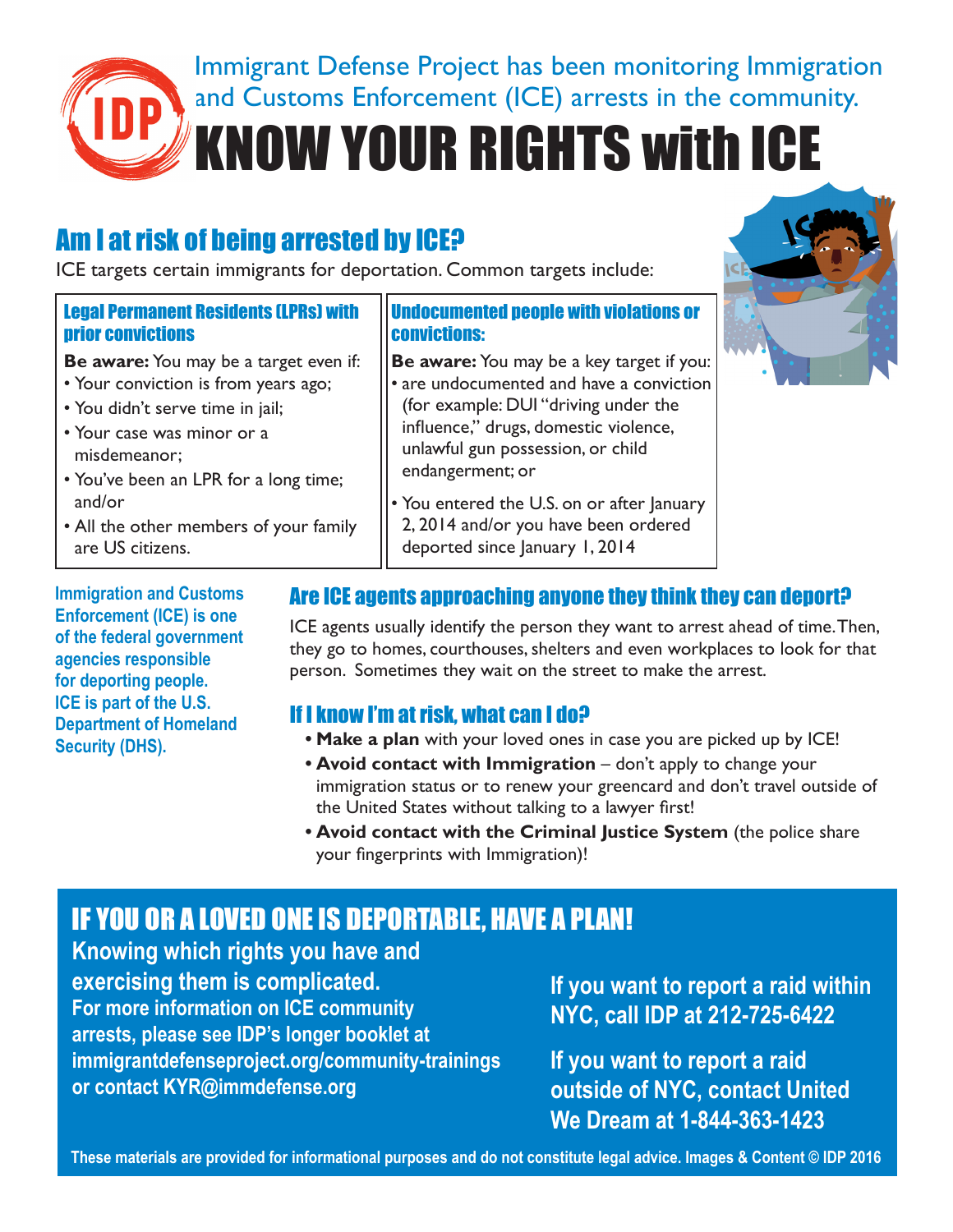Immigrant Defense Project has been monitoring Immigration and Customs Enforcement (ICE) arrests in the community.

# KNOW YOUR RIGHTS with ICE

## Am I at risk of being arrested by ICE?

ICE targets certain immigrants for deportation. Common targets include:

### Legal Permanent Residents (LPRs) with prior convictions

**Be aware:** You may be a target even if:

- Your conviction is from years ago;
- You didn't serve time in jail;
- Your case was minor or a misdemeanor;
- You've been an LPR for a long time; and/or
- All the other members of your family are US citizens.

### Undocumented people with violations or convictions:

**Be aware:** You may be a key target if you:

- are undocumented and have a conviction (for example: DUI "driving under the influence," drugs, domestic violence, unlawful gun possession, or child endangerment; or
- You entered the U.S. on or after January 2, 2014 and/or you have been ordered deported since January 1, 2014

**Immigration and Customs Enforcement (ICE) is one of the federal government agencies responsible for deporting people. ICE is part of the U.S. Department of Homeland Security (DHS).**

## Are ICE agents approaching anyone they think they can deport?

ICE agents usually identify the person they want to arrest ahead of time. Then, they go to homes, courthouses, shelters and even workplaces to look for that person. Sometimes they wait on the street to make the arrest.

## If I know I'm at risk, what can I do?

- **Make a plan** with your loved ones in case you are picked up by ICE!
- **Avoid contact with Immigration** – don't apply to change your immigration status or to renew your greencard and don't travel outside of the United States without talking to a lawyer first!
- **Avoid contact with the Criminal Justice System** (the police share your fingerprints with Immigration)!

## IF YOU OR A LOVED ONE IS DEPORTABLE, HAVE A PLAN!

**Knowing which rights you have and exercising them is complicated.**

**For more information on ICE community arrests, please see IDP's longer booklet at immigrantdefenseproject.org/community-trainings or contact KYR@immdefense.org**

**If you want to report a raid within NYC, call IDP at 212-725-6422**

**If you want to report a raid outside of NYC, contact United We Dream at 1-844-363-1423**

**These materials are provided for informational purposes and do not constitute legal advice. Images & Content © IDP 2016**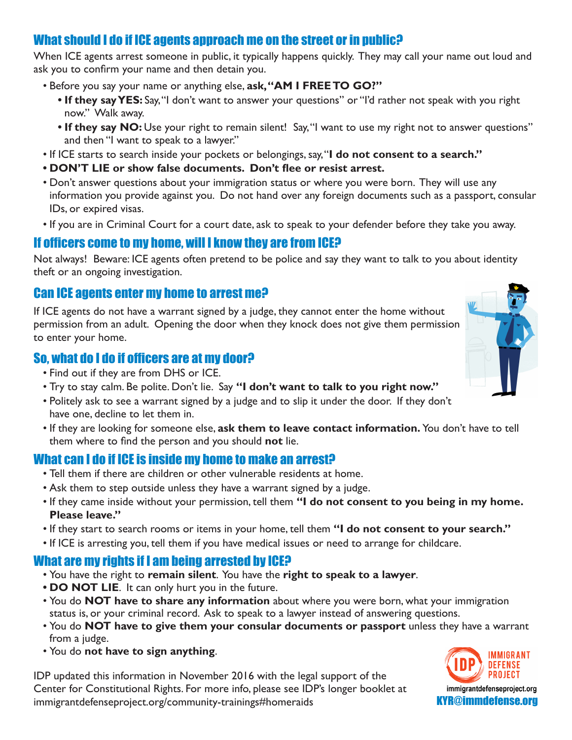## What should I do if ICE agents approach me on the street or in public?

When ICE agents arrest someone in public, it typically happens quickly. They may call your name out loud and ask you to confirm your name and then detain you.

- Before you say your name or anything else, **ask, "AM I FREE TO GO?"**
  - **If they say YES:** Say, "I don't want to answer your questions" or "I'd rather not speak with you right now." Walk away.
  - **If they say NO:** Use your right to remain silent! Say, "I want to use my right not to answer questions" and then "I want to speak to a lawyer."
- If ICE starts to search inside your pockets or belongings, say, "**I do not consent to a search.**"
- **DON'T LIE or show false documents. Don't flee or resist arrest.**
- Don't answer questions about your immigration status or where you were born. They will use any information you provide against you. Do not hand over any foreign documents such as a passport, consular IDs, or expired visas.
- If you are in Criminal Court for a court date, ask to speak to your defender before they take you away.

## If officers come to my home, will I know they are from ICE?

Not always! Beware: ICE agents often pretend to be police and say they want to talk to you about identity theft or an ongoing investigation.

## Can ICE agents enter my home to arrest me?

If ICE agents do not have a warrant signed by a judge, they cannot enter the home without permission from an adult. Opening the door when they knock does not give them permission to enter your home.

## So, what do I do if officers are at my door?

- Find out if they are from DHS or ICE.
- Try to stay calm. Be polite. Don't lie. Say **"I don't want to talk to you right now."**
- Politely ask to see a warrant signed by a judge and to slip it under the door. If they don't have one, decline to let them in.
- If they are looking for someone else, **ask them to leave contact information.** You don't have to tell them where to find the person and you should **not** lie.

## What can I do if ICE is inside my home to make an arrest?

- Tell them if there are children or other vulnerable residents at home.
- Ask them to step outside unless they have a warrant signed by a judge.
- If they came inside without your permission, tell them **"I do not consent to you being in my home. Please leave."**
- If they start to search rooms or items in your home, tell them **"I do not consent to your search."**
- If ICE is arresting you, tell them if you have medical issues or need to arrange for childcare.

## What are my rights if I am being arrested by ICE?

- You have the right to **remain silent**. You have the **right to speak to a lawyer**.
- **DO NOT LIE**. It can only hurt you in the future.
- You do **NOT have to share any information** about where you were born, what your immigration status is, or your criminal record. Ask to speak to a lawyer instead of answering questions.
- You do **NOT have to give them your consular documents or passport** unless they have a warrant from a judge.
- You do **not have to sign anything**.

IDP updated this information in November 2016 with the legal support of the Center for Constitutional Rights. For more info, please see IDP's longer booklet at immigrantdefenseproject.org/community-trainings#homeraids

IDP IMMIGRANT DEFENSE PROJECT
immigrantdefenseproject.org
KYR@immdefense.org